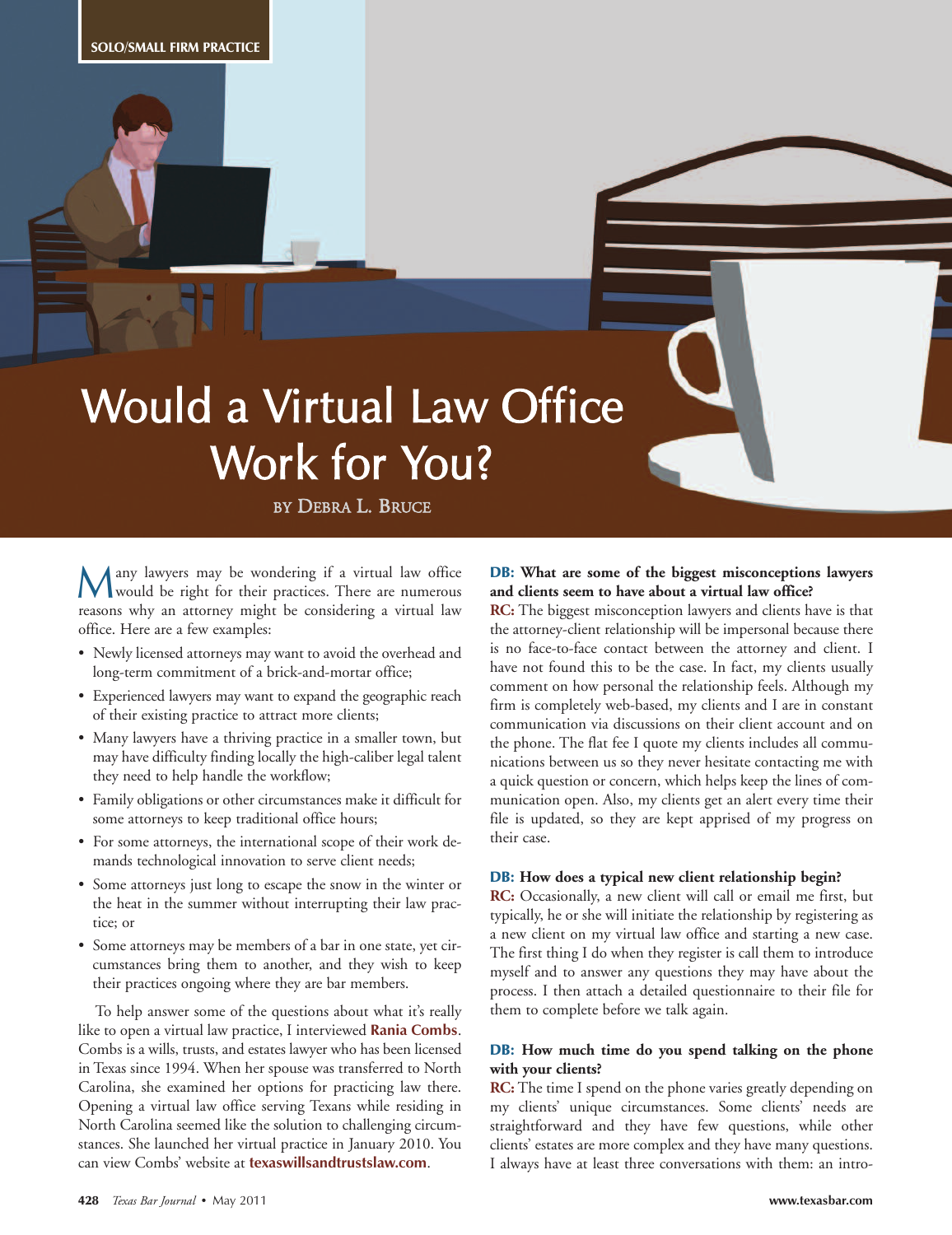SOLO/SMALL FIRM PRACTICE

# Would a Virtual Law Office Work for You?

BY DEBRA L. BRUCE

Many lawyers may be wondering if a virtual law office would be right for their practices. There are numerous reasons why an attorney might be considering a virtual law office. Here are a few examples:

- Newly licensed attorneys may want to avoid the overhead and long-term commitment of a brick-and-mortar office;
- Experienced lawyers may want to expand the geographic reach of their existing practice to attract more clients;
- Many lawyers have a thriving practice in a smaller town, but may have difficulty finding locally the high-caliber legal talent they need to help handle the workflow;
- Family obligations or other circumstances make it difficult for some attorneys to keep traditional office hours;
- For some attorneys, the international scope of their work demands technological innovation to serve client needs;
- Some attorneys just long to escape the snow in the winter or the heat in the summer without interrupting their law practice; or
- Some attorneys may be members of a bar in one state, yet circumstances bring them to another, and they wish to keep their practices ongoing where they are bar members.

To help answer some of the questions about what it's really like to open a virtual law practice, I interviewed **Rania Combs**. Combs is a wills, trusts, and estates lawyer who has been licensed in Texas since 1994. When her spouse was transferred to North Carolina, she examined her options for practicing law there. Opening a virtual law office serving Texans while residing in North Carolina seemed like the solution to challenging circumstances. She launched her virtual practice in January 2010. You can view Combs' website at **texaswillsandtrustslaw.com**.

**DB: What are some of the biggest misconceptions lawyers and clients seem to have about a virtual law office?**

**RC:** The biggest misconception lawyers and clients have is that the attorney-client relationship will be impersonal because there is no face-to-face contact between the attorney and client. I have not found this to be the case. In fact, my clients usually comment on how personal the relationship feels. Although my firm is completely web-based, my clients and I are in constant communication via discussions on their client account and on the phone. The flat fee I quote my clients includes all communications between us so they never hesitate contacting me with a quick question or concern, which helps keep the lines of communication open. Also, my clients get an alert every time their file is updated, so they are kept apprised of my progress on their case.

**DB: How does a typical new client relationship begin?**

**RC:** Occasionally, a new client will call or email me first, but typically, he or she will initiate the relationship by registering as a new client on my virtual law office and starting a new case. The first thing I do when they register is call them to introduce myself and to answer any questions they may have about the process. I then attach a detailed questionnaire to their file for them to complete before we talk again.

**DB: How much time do you spend talking on the phone with your clients?**

**RC:** The time I spend on the phone varies greatly depending on my clients' unique circumstances. Some clients' needs are straightforward and they have few questions, while other clients' estates are more complex and they have many questions. I always have at least three conversations with them: an intro-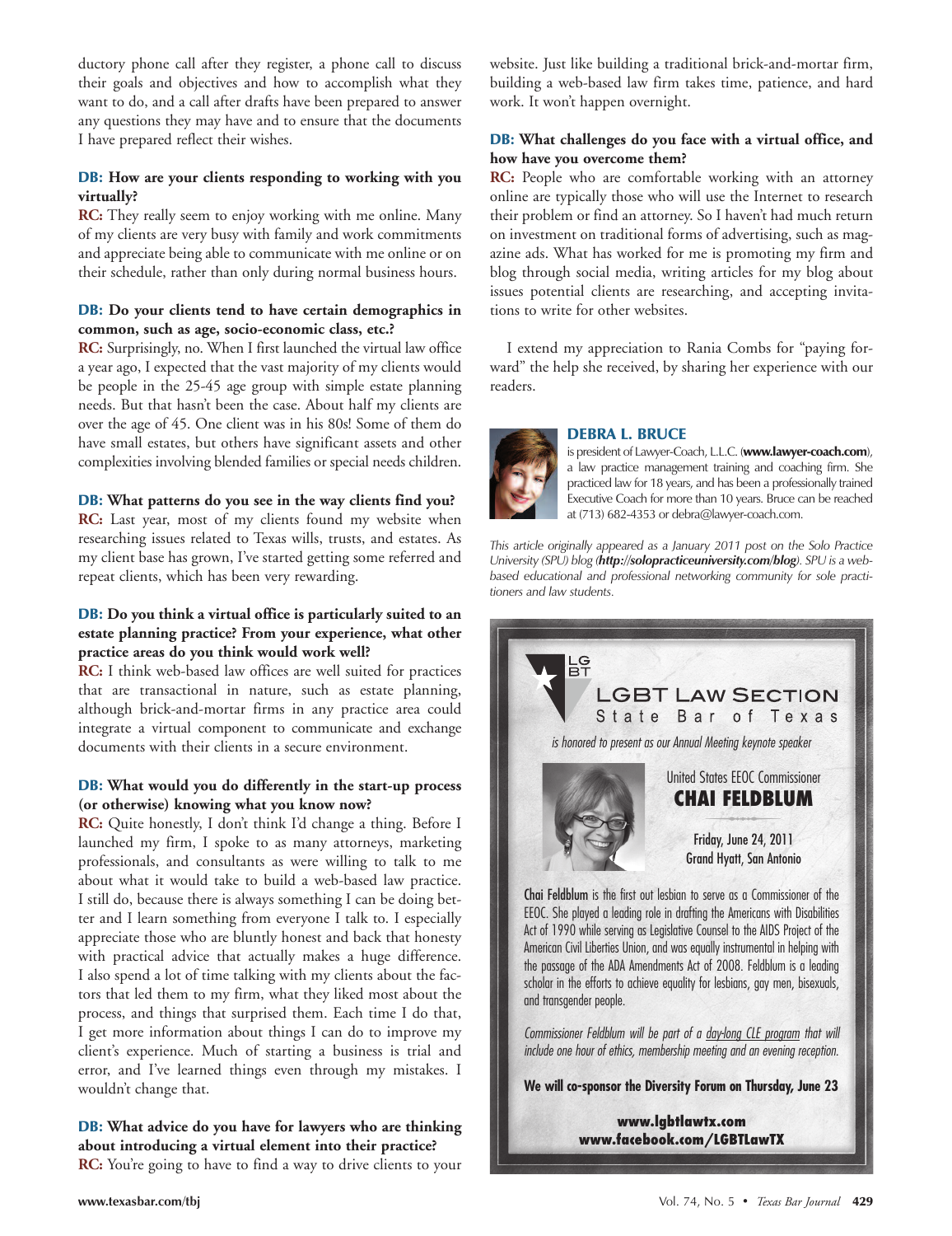ductory phone call after they register, a phone call to discuss their goals and objectives and how to accomplish what they want to do, and a call after drafts have been prepared to answer any questions they may have and to ensure that the documents I have prepared reflect their wishes.

**DB: How are your clients responding to working with you virtually?**

**RC:** They really seem to enjoy working with me online. Many of my clients are very busy with family and work commitments and appreciate being able to communicate with me online or on their schedule, rather than only during normal business hours.

**DB: Do your clients tend to have certain demographics in common, such as age, socio-economic class, etc.?**

**RC:** Surprisingly, no. When I first launched the virtual law office a year ago, I expected that the vast majority of my clients would be people in the 25-45 age group with simple estate planning needs. But that hasn't been the case. About half my clients are over the age of 45. One client was in his 80s! Some of them do have small estates, but others have significant assets and other complexities involving blended families or special needs children.

**DB: What patterns do you see in the way clients find you?**

**RC:** Last year, most of my clients found my website when researching issues related to Texas wills, trusts, and estates. As my client base has grown, I've started getting some referred and repeat clients, which has been very rewarding.

**DB: Do you think a virtual office is particularly suited to an estate planning practice? From your experience, what other practice areas do you think would work well?**

**RC:** I think web-based law offices are well suited for practices that are transactional in nature, such as estate planning, although brick-and-mortar firms in any practice area could integrate a virtual component to communicate and exchange documents with their clients in a secure environment.

**DB: What would you do differently in the start-up process (or otherwise) knowing what you know now?**

**RC:** Quite honestly, I don't think I'd change a thing. Before I launched my firm, I spoke to as many attorneys, marketing professionals, and consultants as were willing to talk to me about what it would take to build a web-based law practice. I still do, because there is always something I can be doing better and I learn something from everyone I talk to. I especially appreciate those who are bluntly honest and back that honesty with practical advice that actually makes a huge difference. I also spend a lot of time talking with my clients about the factors that led them to my firm, what they liked most about the process, and things that surprised them. Each time I do that, I get more information about things I can do to improve my client's experience. Much of starting a business is trial and error, and I've learned things even through my mistakes. I wouldn't change that.

**DB: What advice do you have for lawyers who are thinking about introducing a virtual element into their practice?**

**RC:** You're going to have to find a way to drive clients to your website. Just like building a traditional brick-and-mortar firm, building a web-based law firm takes time, patience, and hard work. It won't happen overnight.

**DB: What challenges do you face with a virtual office, and how have you overcome them?**

**RC:** People who are comfortable working with an attorney online are typically those who will use the Internet to research their problem or find an attorney. So I haven't had much return on investment on traditional forms of advertising, such as magazine ads. What has worked for me is promoting my firm and blog through social media, writing articles for my blog about issues potential clients are researching, and accepting invitations to write for other websites.

I extend my appreciation to Rania Combs for "paying forward" the help she received, by sharing her experience with our readers.

**DEBRA L. BRUCE**

is president of Lawyer-Coach, L.L.C. (**www.lawyer-coach.com**), a law practice management training and coaching firm. She practiced law for 18 years, and has been a professionally trained Executive Coach for more than 10 years. Bruce can be reached at (713) 682-4353 or debra@lawyer-coach.com.

*This article originally appeared as a January 2011 post on the Solo Practice University (SPU) blog (**http://solopracticeuniversity.com/blog**). SPU is a web-based educational and professional networking community for sole practitioners and law students.*

---

LGBT LAW SECTION
State Bar of Texas

*is honored to present as our Annual Meeting keynote speaker*

United States EEOC Commissioner
**CHAI FELDBLUM**

Friday, June 24, 2011
Grand Hyatt, San Antonio

Chai Feldblum is the first out lesbian to serve as a Commissioner of the EEOC. She played a leading role in drafting the Americans with Disabilities Act of 1990 while serving as Legislative Counsel to the AIDS Project of the American Civil Liberties Union, and was equally instrumental in helping with the passage of the ADA Amendments Act of 2008. Feldblum is a leading scholar in the efforts to achieve equality for lesbians, gay men, bisexuals, and transgender people.

*Commissioner Feldblum will be part of a day-long CLE program that will include one hour of ethics, membership meeting and an evening reception.*

**We will co-sponsor the Diversity Forum on Thursday, June 23**

**www.lgbtlawtx.com**
**www.facebook.com/LGBTLawTX**